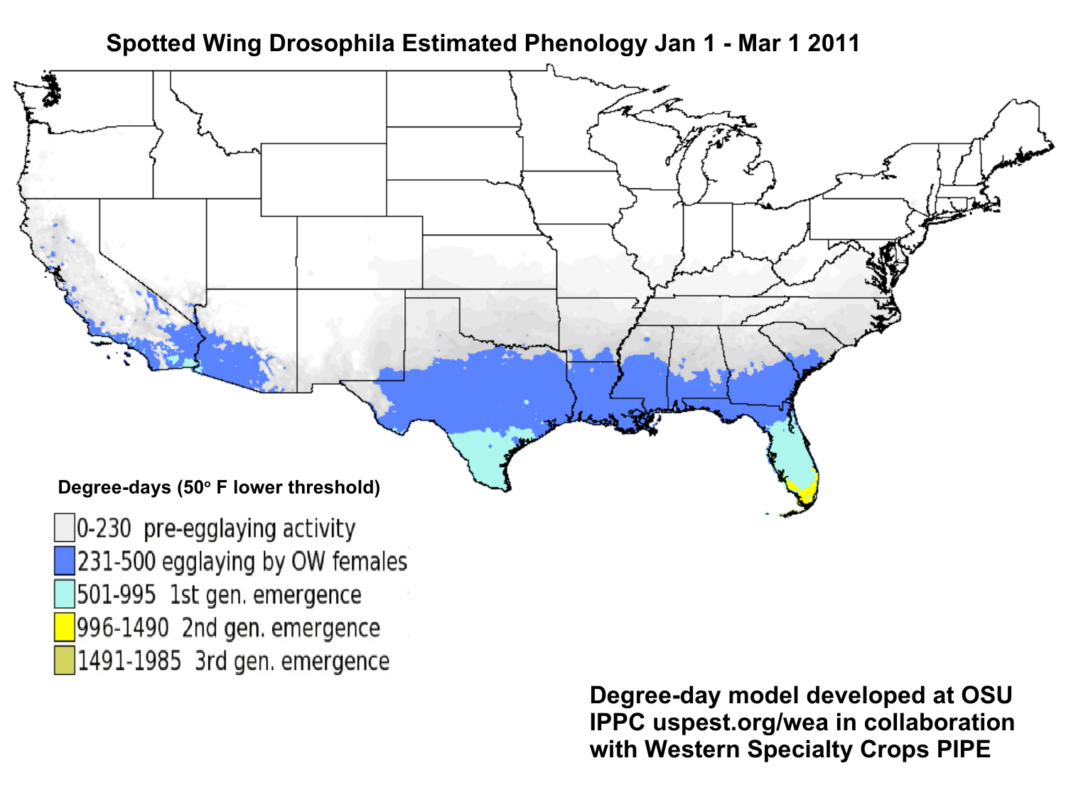# Spotted Wing Drosophila Estimated Phenology Jan 1 - Mar 1 2011

**Degree-days (50° F lower threshold)**

- 0-230 pre-egglaying activity
- 231-500 egglaying by OW females
- 501-995 1st gen. emergence
- 996-1490 2nd gen. emergence
- 1491-1985 3rd gen. emergence

**Degree-day model developed at OSU IPPC uspest.org/wea in collaboration with Western Specialty Crops PIPE**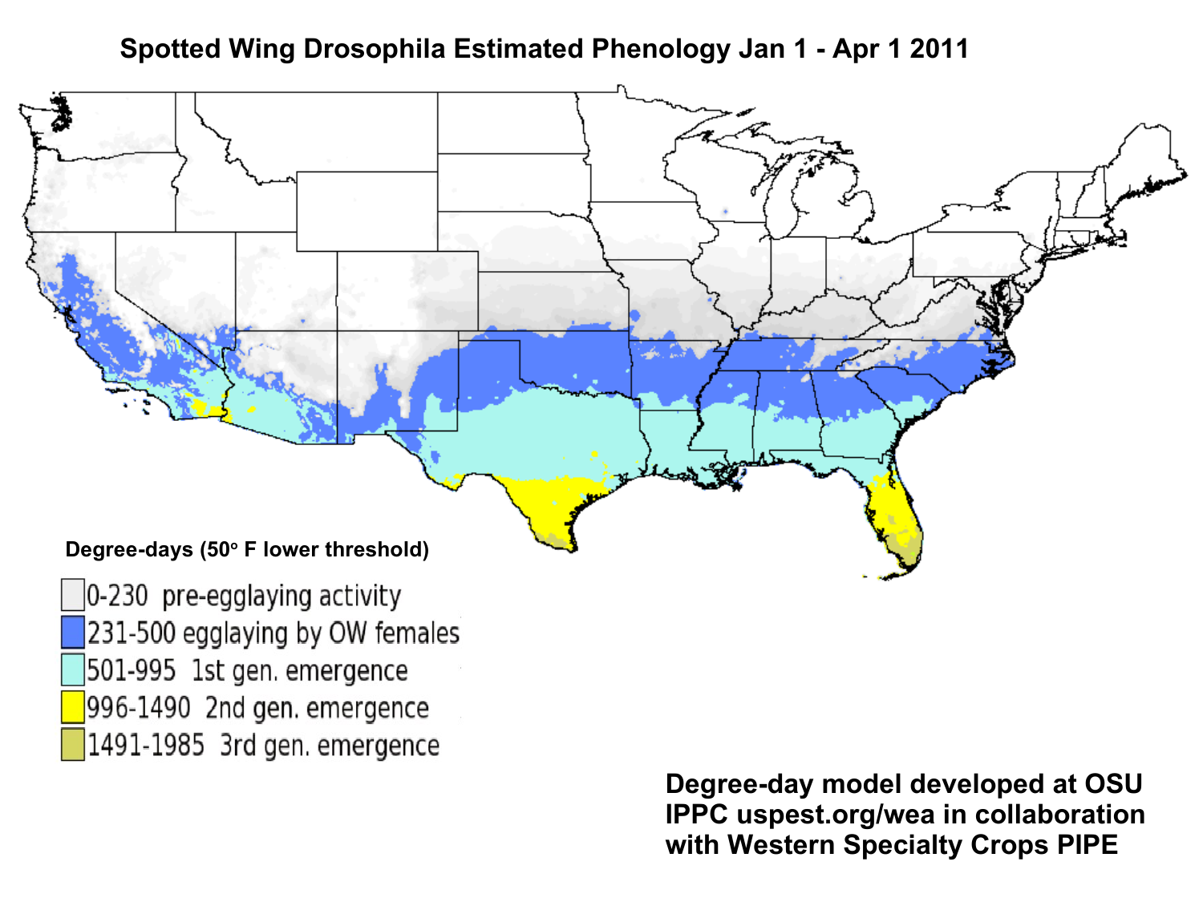# Spotted Wing Drosophila Estimated Phenology Jan 1 - Apr 1 2011

**Degree-days (50° F lower threshold)**

- 0-230 pre-egglaying activity
- 231-500 egglaying by OW females
- 501-995 1st gen. emergence
- 996-1490 2nd gen. emergence
- 1491-1985 3rd gen. emergence

**Degree-day model developed at OSU IPPC uspest.org/wea in collaboration with Western Specialty Crops PIPE**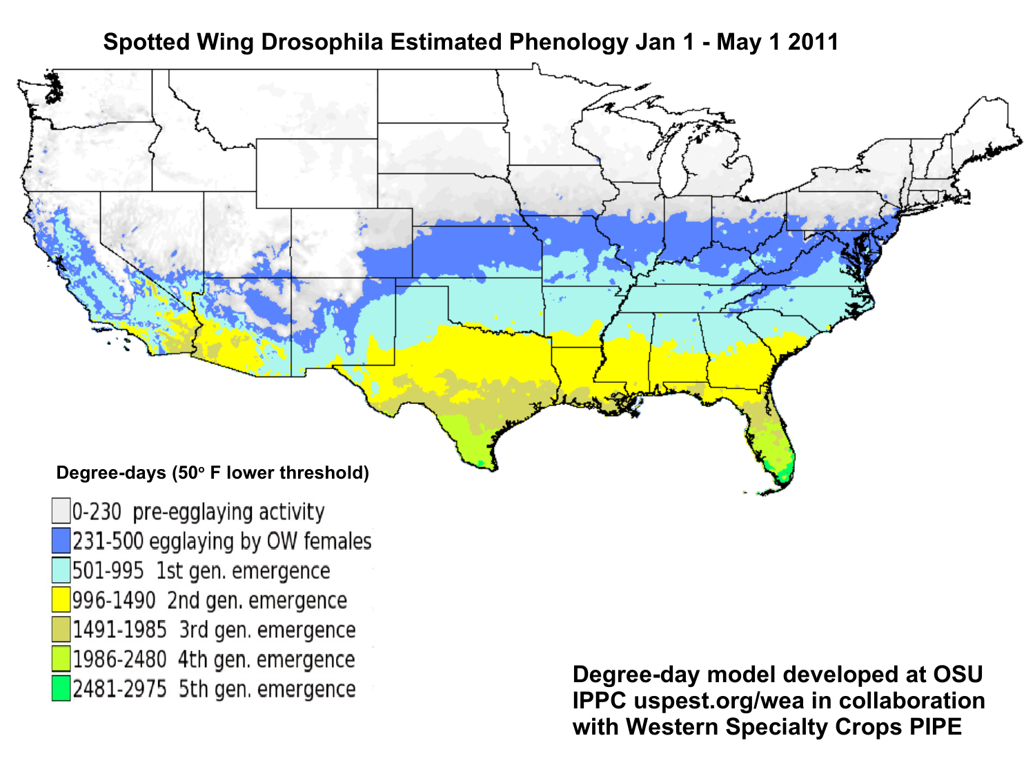# Spotted Wing Drosophila Estimated Phenology Jan 1 - May 1 2011

**Degree-days (50° F lower threshold)**

- 0-230 pre-egglaying activity
- 231-500 egglaying by OW females
- 501-995 1st gen. emergence
- 996-1490 2nd gen. emergence
- 1491-1985 3rd gen. emergence
- 1986-2480 4th gen. emergence
- 2481-2975 5th gen. emergence

**Degree-day model developed at OSU IPPC uspest.org/wea in collaboration with Western Specialty Crops PIPE**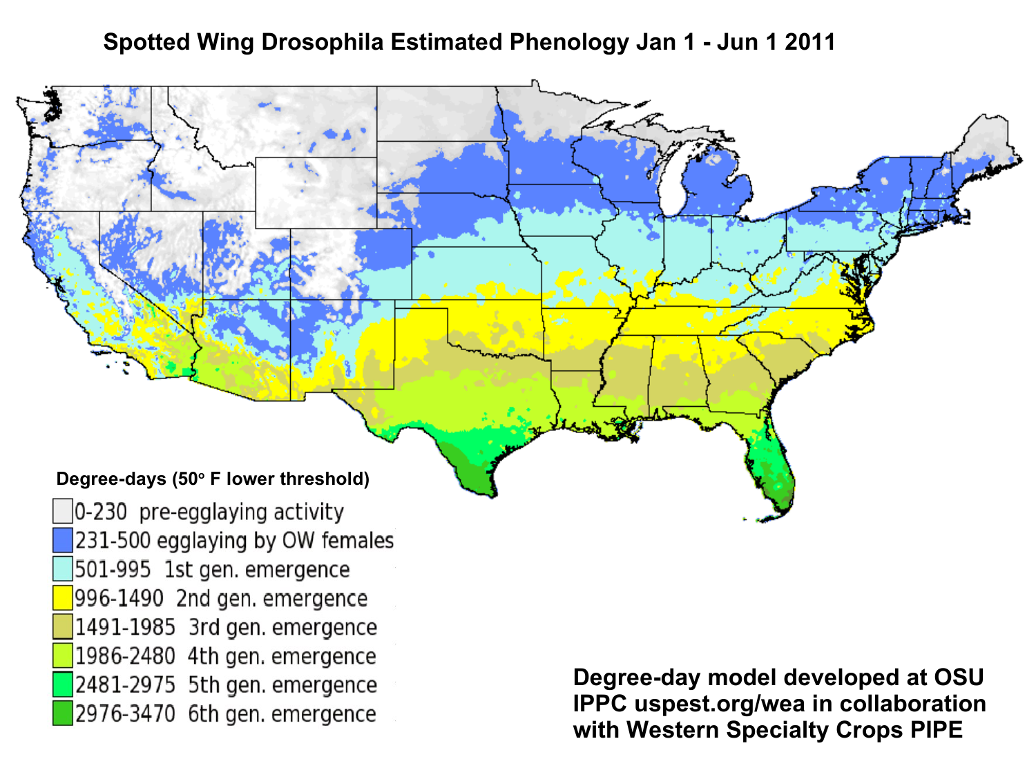# Spotted Wing Drosophila Estimated Phenology Jan 1 - Jun 1 2011

**Degree-days (50° F lower threshold)**

- 0-230 pre-egglaying activity
- 231-500 egglaying by OW females
- 501-995 1st gen. emergence
- 996-1490 2nd gen. emergence
- 1491-1985 3rd gen. emergence
- 1986-2480 4th gen. emergence
- 2481-2975 5th gen. emergence
- 2976-3470 6th gen. emergence

**Degree-day model developed at OSU IPPC uspest.org/wea in collaboration with Western Specialty Crops PIPE**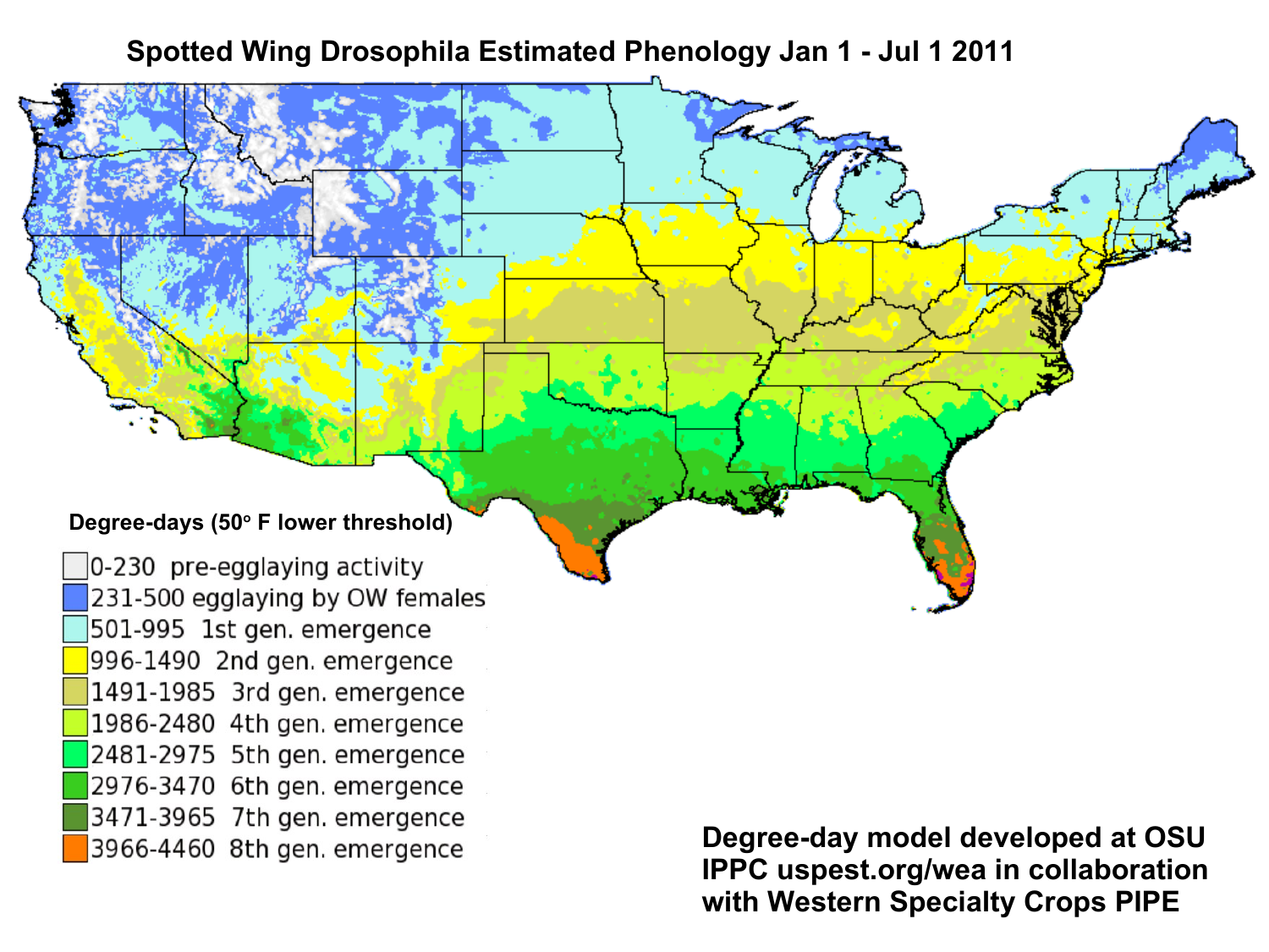# Spotted Wing Drosophila Estimated Phenology Jan 1 - Jul 1 2011

**Degree-days (50° F lower threshold)**

| Degree-days | Stage |
|---|---|
| 0-230 | pre-egglaying activity |
| 231-500 | egglaying by OW females |
| 501-995 | 1st gen. emergence |
| 996-1490 | 2nd gen. emergence |
| 1491-1985 | 3rd gen. emergence |
| 1986-2480 | 4th gen. emergence |
| 2481-2975 | 5th gen. emergence |
| 2976-3470 | 6th gen. emergence |
| 3471-3965 | 7th gen. emergence |
| 3966-4460 | 8th gen. emergence |

**Degree-day model developed at OSU IPPC uspest.org/wea in collaboration with Western Specialty Crops PIPE**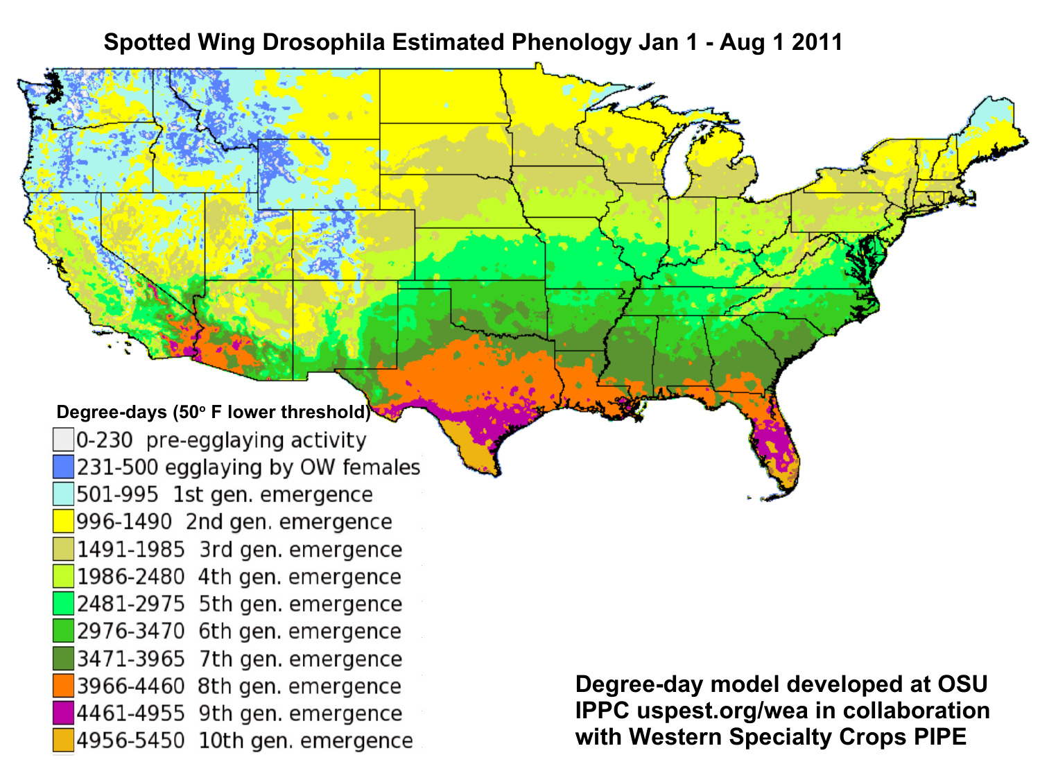# Spotted Wing Drosophila Estimated Phenology Jan 1 - Aug 1 2011

**Degree-days (50° F lower threshold)**

| Degree-days | Stage |
| --- | --- |
| 0-230 | pre-egglaying activity |
| 231-500 | egglaying by OW females |
| 501-995 | 1st gen. emergence |
| 996-1490 | 2nd gen. emergence |
| 1491-1985 | 3rd gen. emergence |
| 1986-2480 | 4th gen. emergence |
| 2481-2975 | 5th gen. emergence |
| 2976-3470 | 6th gen. emergence |
| 3471-3965 | 7th gen. emergence |
| 3966-4460 | 8th gen. emergence |
| 4461-4955 | 9th gen. emergence |
| 4956-5450 | 10th gen. emergence |

**Degree-day model developed at OSU IPPC uspest.org/wea in collaboration with Western Specialty Crops PIPE**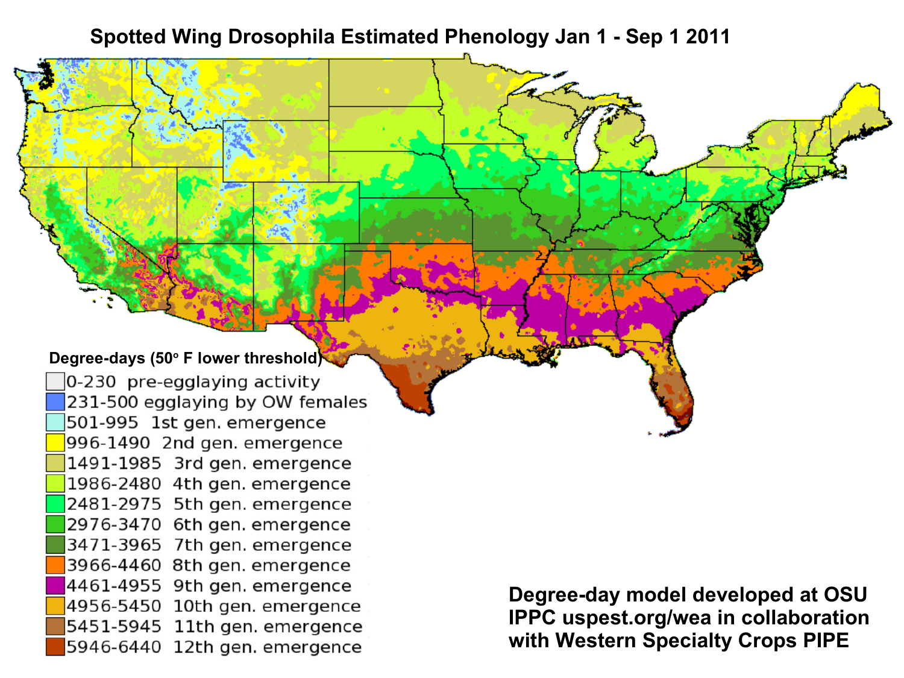# Spotted Wing Drosophila Estimated Phenology Jan 1 - Sep 1 2011

**Degree-days (50° F lower threshold)**

- 0-230 pre-egglaying activity
- 231-500 egglaying by OW females
- 501-995 1st gen. emergence
- 996-1490 2nd gen. emergence
- 1491-1985 3rd gen. emergence
- 1986-2480 4th gen. emergence
- 2481-2975 5th gen. emergence
- 2976-3470 6th gen. emergence
- 3471-3965 7th gen. emergence
- 3966-4460 8th gen. emergence
- 4461-4955 9th gen. emergence
- 4956-5450 10th gen. emergence
- 5451-5945 11th gen. emergence
- 5946-6440 12th gen. emergence

**Degree-day model developed at OSU IPPC uspest.org/wea in collaboration with Western Specialty Crops PIPE**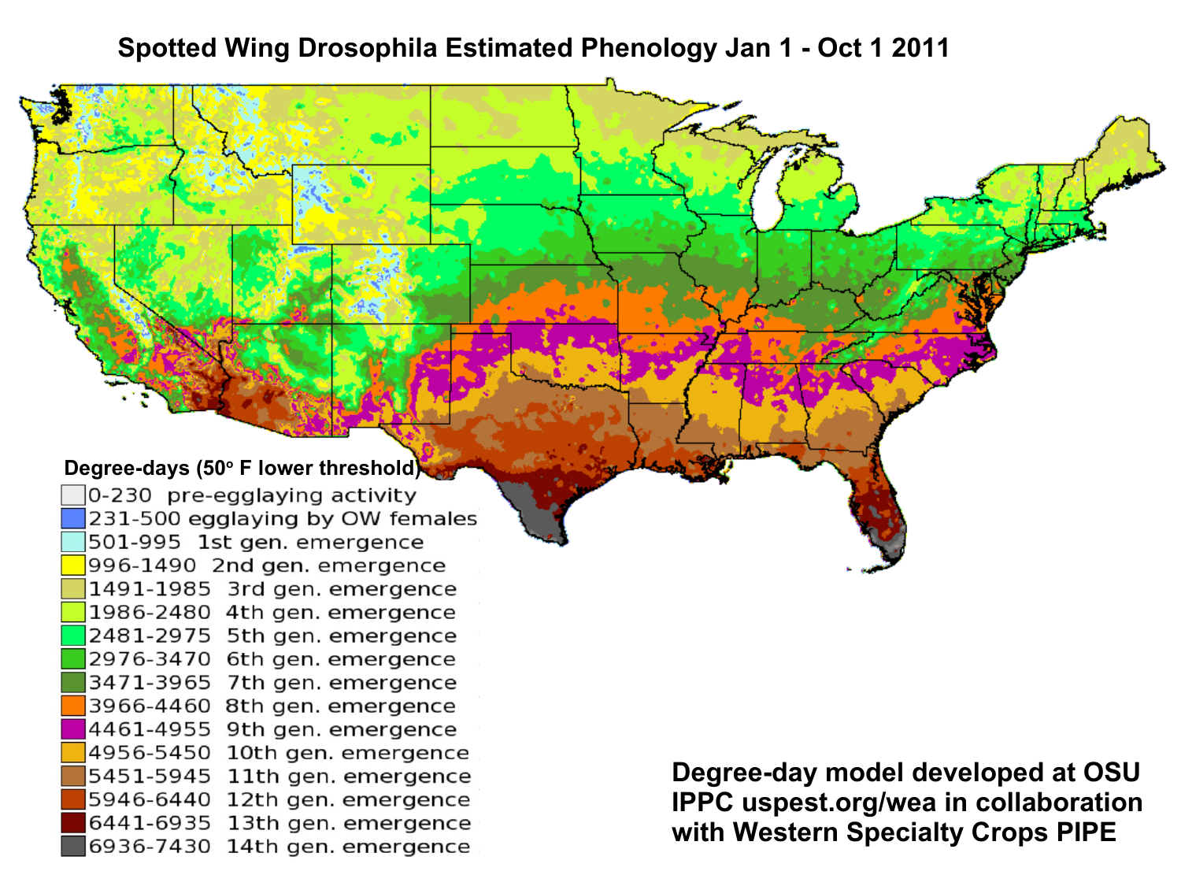# Spotted Wing Drosophila Estimated Phenology Jan 1 - Oct 1 2011

**Degree-days (50° F lower threshold)**

| Degree-days | Stage |
|---|---|
| 0-230 | pre-egglaying activity |
| 231-500 | egglaying by OW females |
| 501-995 | 1st gen. emergence |
| 996-1490 | 2nd gen. emergence |
| 1491-1985 | 3rd gen. emergence |
| 1986-2480 | 4th gen. emergence |
| 2481-2975 | 5th gen. emergence |
| 2976-3470 | 6th gen. emergence |
| 3471-3965 | 7th gen. emergence |
| 3966-4460 | 8th gen. emergence |
| 4461-4955 | 9th gen. emergence |
| 4956-5450 | 10th gen. emergence |
| 5451-5945 | 11th gen. emergence |
| 5946-6440 | 12th gen. emergence |
| 6441-6935 | 13th gen. emergence |
| 6936-7430 | 14th gen. emergence |

**Degree-day model developed at OSU IPPC uspest.org/wea in collaboration with Western Specialty Crops PIPE**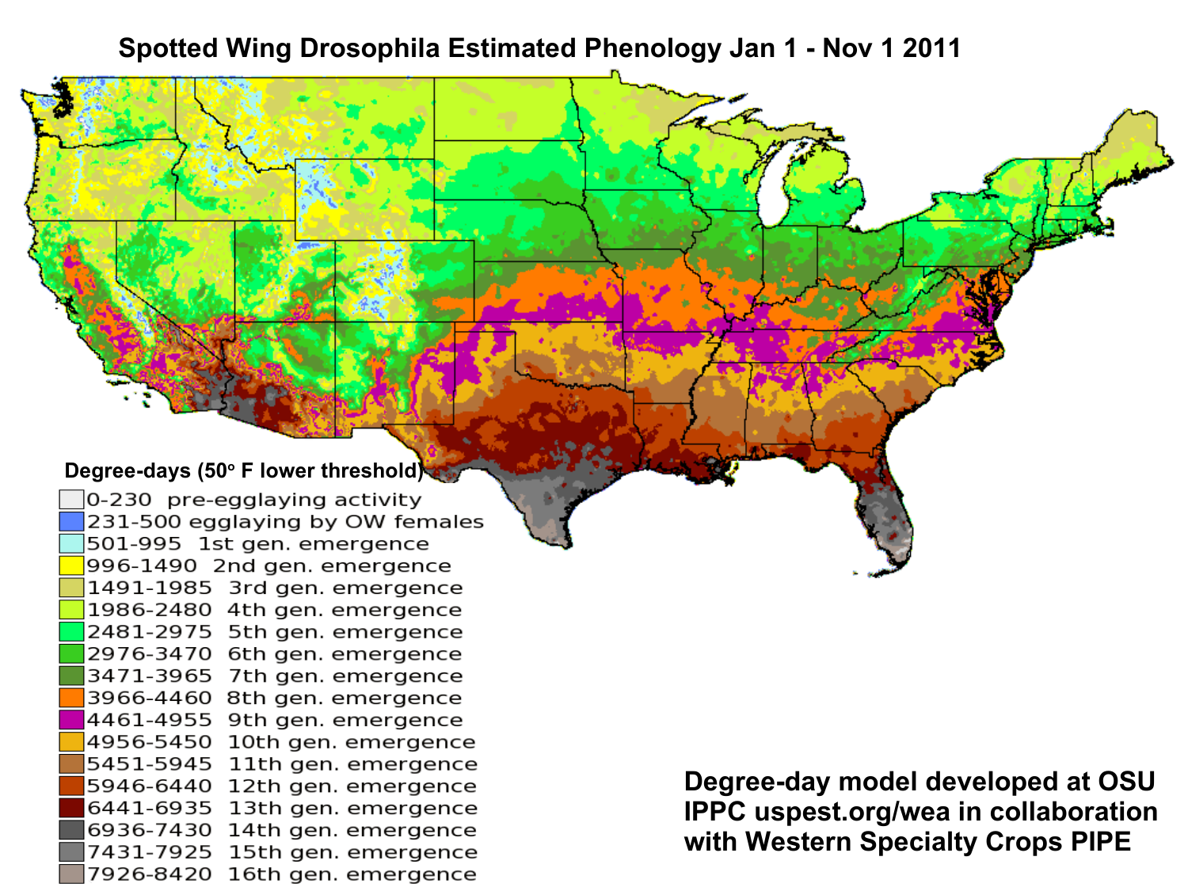# Spotted Wing Drosophila Estimated Phenology Jan 1 - Nov 1 2011

**Degree-days (50° F lower threshold)**

| Degree-days | Stage |
|---|---|
| 0-230 | pre-egglaying activity |
| 231-500 | egglaying by OW females |
| 501-995 | 1st gen. emergence |
| 996-1490 | 2nd gen. emergence |
| 1491-1985 | 3rd gen. emergence |
| 1986-2480 | 4th gen. emergence |
| 2481-2975 | 5th gen. emergence |
| 2976-3470 | 6th gen. emergence |
| 3471-3965 | 7th gen. emergence |
| 3966-4460 | 8th gen. emergence |
| 4461-4955 | 9th gen. emergence |
| 4956-5450 | 10th gen. emergence |
| 5451-5945 | 11th gen. emergence |
| 5946-6440 | 12th gen. emergence |
| 6441-6935 | 13th gen. emergence |
| 6936-7430 | 14th gen. emergence |
| 7431-7925 | 15th gen. emergence |
| 7926-8420 | 16th gen. emergence |

**Degree-day model developed at OSU IPPC uspest.org/wea in collaboration with Western Specialty Crops PIPE**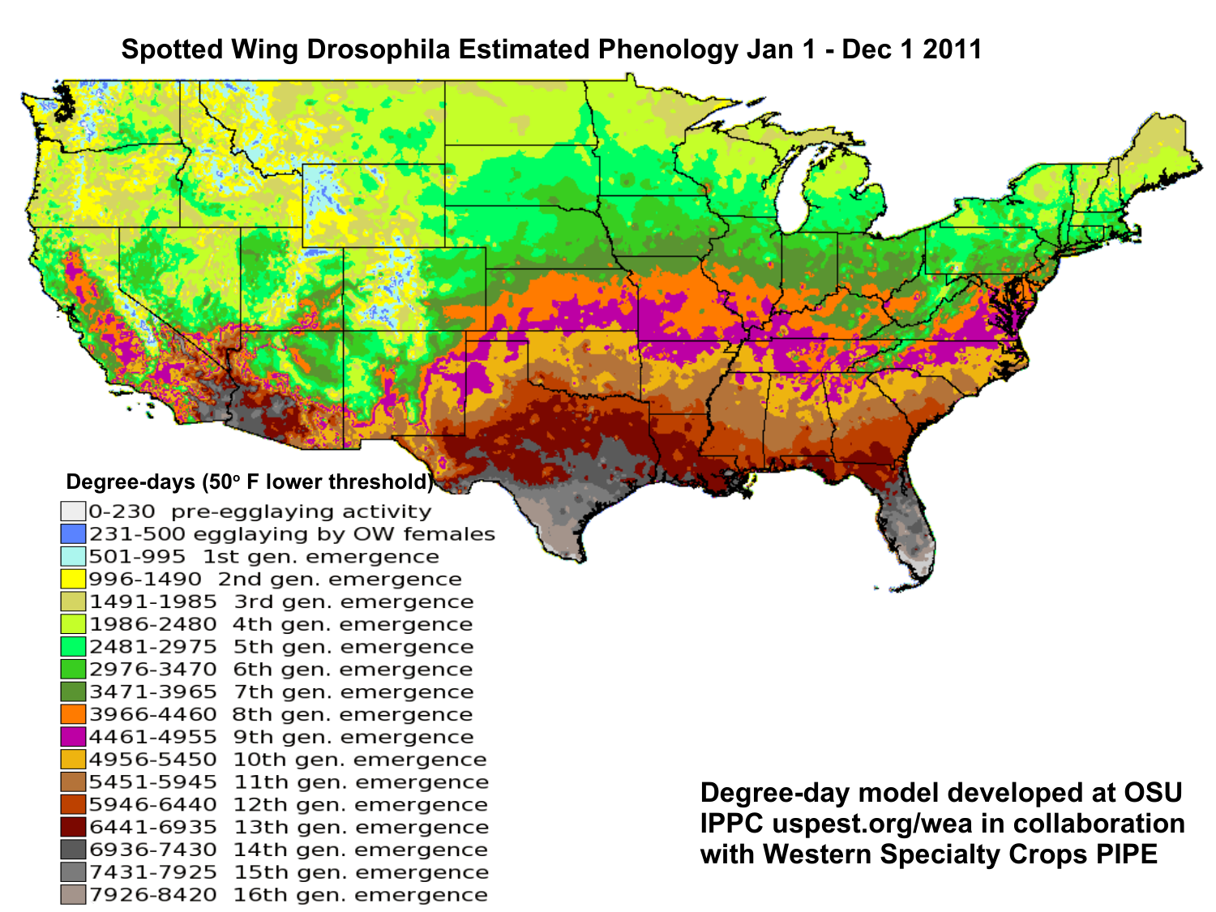# Spotted Wing Drosophila Estimated Phenology Jan 1 - Dec 1 2011

**Degree-days (50° F lower threshold)**

0-230 pre-egglaying activity
231-500 egglaying by OW females
501-995 1st gen. emergence
996-1490 2nd gen. emergence
1491-1985 3rd gen. emergence
1986-2480 4th gen. emergence
2481-2975 5th gen. emergence
2976-3470 6th gen. emergence
3471-3965 7th gen. emergence
3966-4460 8th gen. emergence
4461-4955 9th gen. emergence
4956-5450 10th gen. emergence
5451-5945 11th gen. emergence
5946-6440 12th gen. emergence
6441-6935 13th gen. emergence
6936-7430 14th gen. emergence
7431-7925 15th gen. emergence
7926-8420 16th gen. emergence

**Degree-day model developed at OSU IPPC uspest.org/wea in collaboration with Western Specialty Crops PIPE**